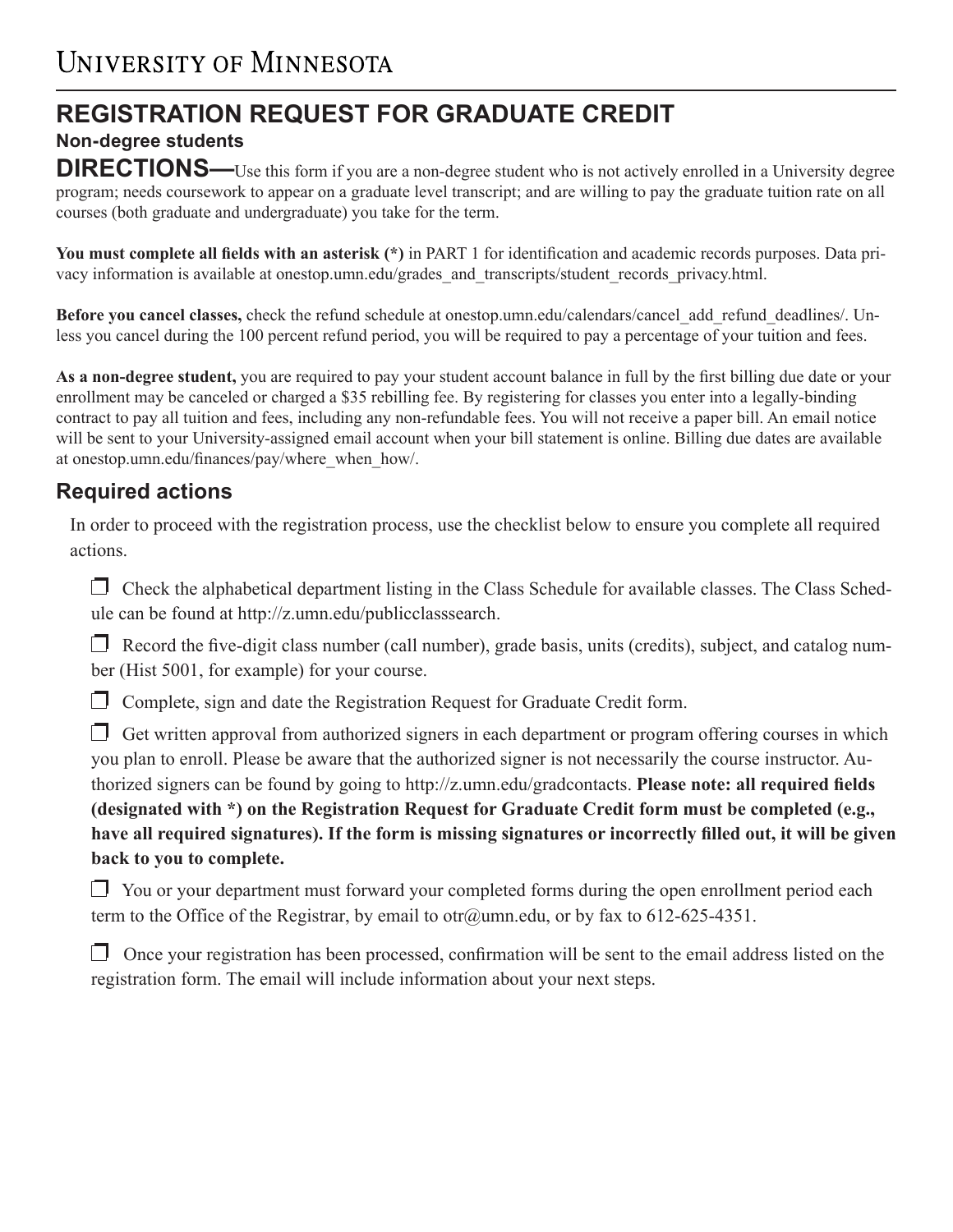# UNIVERSITY OF MINNESOTA

## REGISTRATION REQUEST FOR GRADUATE CREDIT

### Non-degree students

**DIRECTIONS—**Use this form if you are a non-degree student who is not actively enrolled in a University degree program; needs coursework to appear on a graduate level transcript; and are willing to pay the graduate tuition rate on all courses (both graduate and undergraduate) you take for the term.

**You must complete all fields with an asterisk (*)** in PART 1 for identification and academic records purposes. Data privacy information is available at onestop.umn.edu/grades_and_transcripts/student_records_privacy.html.

**Before you cancel classes,** check the refund schedule at onestop.umn.edu/calendars/cancel_add_refund_deadlines/. Unless you cancel during the 100 percent refund period, you will be required to pay a percentage of your tuition and fees.

**As a non-degree student,** you are required to pay your student account balance in full by the first billing due date or your enrollment may be canceled or charged a $35 rebilling fee. By registering for classes you enter into a legally-binding contract to pay all tuition and fees, including any non-refundable fees. You will not receive a paper bill. An email notice will be sent to your University-assigned email account when your bill statement is online. Billing due dates are available at onestop.umn.edu/finances/pay/where_when_how/.

## Required actions

In order to proceed with the registration process, use the checklist below to ensure you complete all required actions.

- ☐ Check the alphabetical department listing in the Class Schedule for available classes. The Class Schedule can be found at http://z.umn.edu/publicclasssearch.
- ☐ Record the five-digit class number (call number), grade basis, units (credits), subject, and catalog number (Hist 5001, for example) for your course.
- ☐ Complete, sign and date the Registration Request for Graduate Credit form.
- ☐ Get written approval from authorized signers in each department or program offering courses in which you plan to enroll. Please be aware that the authorized signer is not necessarily the course instructor. Authorized signers can be found by going to http://z.umn.edu/gradcontacts. **Please note: all required fields (designated with *) on the Registration Request for Graduate Credit form must be completed (e.g., have all required signatures). If the form is missing signatures or incorrectly filled out, it will be given back to you to complete.**
- ☐ You or your department must forward your completed forms during the open enrollment period each term to the Office of the Registrar, by email to otr@umn.edu, or by fax to 612-625-4351.
- ☐ Once your registration has been processed, confirmation will be sent to the email address listed on the registration form. The email will include information about your next steps.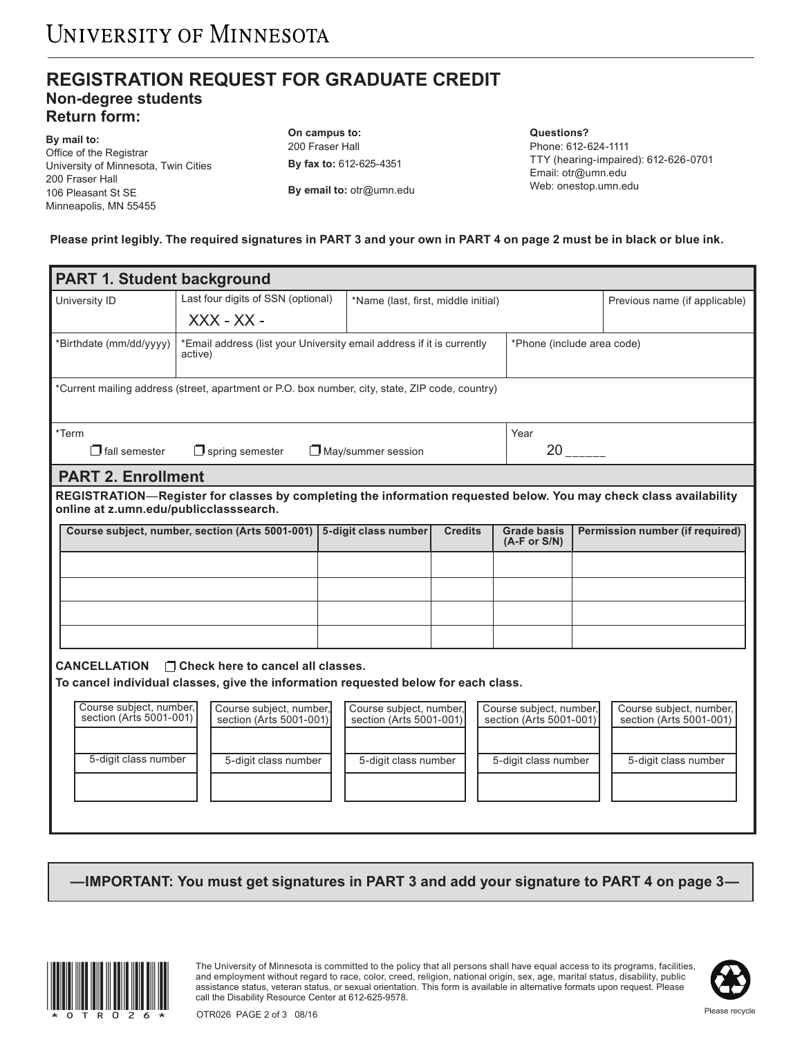# UNIVERSITY OF MINNESOTA

## REGISTRATION REQUEST FOR GRADUATE CREDIT

### Non-degree students

### Return form:

**By mail to:**
Office of the Registrar
University of Minnesota, Twin Cities
200 Fraser Hall
106 Pleasant St SE
Minneapolis, MN 55455

**On campus to:**
200 Fraser Hall

**By fax to:** 612-625-4351

**By email to:** otr@umn.edu

**Questions?**
Phone: 612-624-1111
TTY (hearing-impaired): 612-626-0701
Email: otr@umn.edu
Web: onestop.umn.edu

**Please print legibly. The required signatures in PART 3 and your own in PART 4 on page 2 must be in black or blue ink.**

## PART 1. Student background

| University ID | Last four digits of SSN (optional) | *Name (last, first, middle initial) | Previous name (if applicable) |
|---|---|---|---|
| | XXX - XX - | | |

| *Birthdate (mm/dd/yyyy) | *Email address (list your University email address if it is currently active) | *Phone (include area code) |
|---|---|---|
| | | |

*Current mailing address (street, apartment or P.O. box number, city, state, ZIP code, country)

*Term

☐ fall semester ☐ spring semester ☐ May/summer session

Year 20 _____

## PART 2. Enrollment

**REGISTRATION—Register for classes by completing the information requested below. You may check class availability online at z.umn.edu/publicclasssearch.**

| Course subject, number, section (Arts 5001-001) | 5-digit class number | Credits | Grade basis (A-F or S/N) | Permission number (if required) |
|---|---|---|---|---|
| | | | | |
| | | | | |
| | | | | |
| | | | | |

**CANCELLATION** ☐ **Check here to cancel all classes.**

**To cancel individual classes, give the information requested below for each class.**

| Course subject, number, section (Arts 5001-001) | Course subject, number, section (Arts 5001-001) | Course subject, number, section (Arts 5001-001) | Course subject, number, section (Arts 5001-001) | Course subject, number, section (Arts 5001-001) |
|---|---|---|---|---|
| | | | | |
| 5-digit class number | 5-digit class number | 5-digit class number | 5-digit class number | 5-digit class number |
| | | | | |

**—IMPORTANT: You must get signatures in PART 3 and add your signature to PART 4 on page 3—**

*OTR026*

The University of Minnesota is committed to the policy that all persons shall have equal access to its programs, facilities, and employment without regard to race, color, creed, religion, national origin, sex, age, marital status, disability, public assistance status, veteran status, or sexual orientation. This form is available in alternative formats upon request. Please call the Disability Resource Center at 612-625-9578.

OTR026 08/16

Please recycle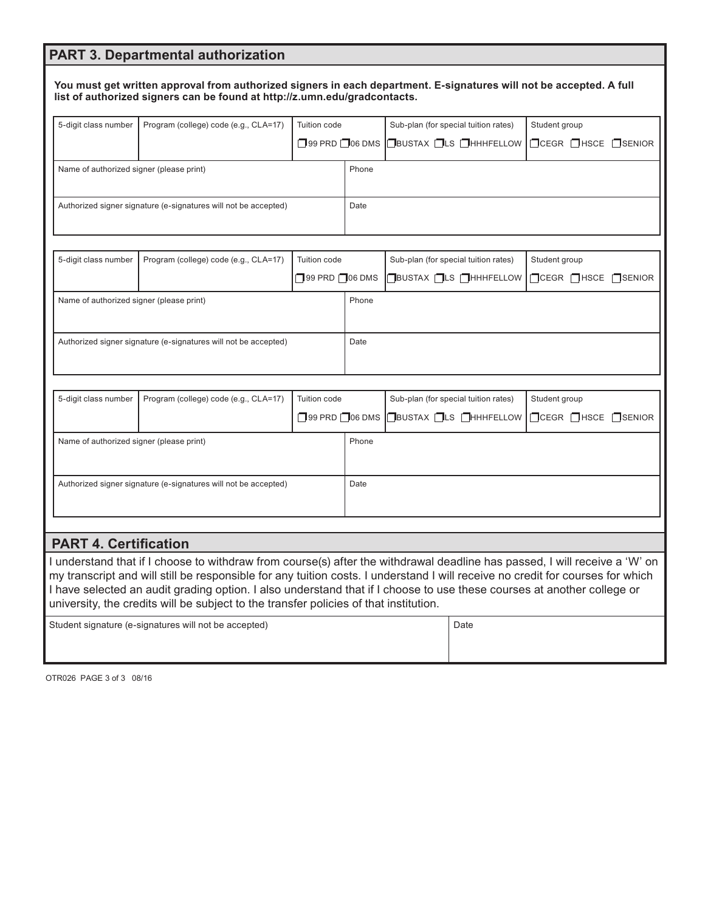## PART 3. Departmental authorization

**You must get written approval from authorized signers in each department. E-signatures will not be accepted. A full list of authorized signers can be found at http://z.umn.edu/gradcontacts.**

| 5-digit class number | Program (college) code (e.g., CLA=17) | Tuition code | Sub-plan (for special tuition rates) | Student group |
|---|---|---|---|---|
| | | ☐ 99 PRD ☐ 06 DMS | ☐ BUSTAX ☐ LS ☐ HHHFELLOW | ☐ CEGR ☐ HSCE ☐ SENIOR |

| Name of authorized signer (please print) | Phone |
|---|---|
| | |
| **Authorized signer signature (e-signatures will not be accepted)** | **Date** |
| | |

| 5-digit class number | Program (college) code (e.g., CLA=17) | Tuition code | Sub-plan (for special tuition rates) | Student group |
|---|---|---|---|---|
| | | ☐ 99 PRD ☐ 06 DMS | ☐ BUSTAX ☐ LS ☐ HHHFELLOW | ☐ CEGR ☐ HSCE ☐ SENIOR |

| Name of authorized signer (please print) | Phone |
|---|---|
| | |
| **Authorized signer signature (e-signatures will not be accepted)** | **Date** |
| | |

| 5-digit class number | Program (college) code (e.g., CLA=17) | Tuition code | Sub-plan (for special tuition rates) | Student group |
|---|---|---|---|---|
| | | ☐ 99 PRD ☐ 06 DMS | ☐ BUSTAX ☐ LS ☐ HHHFELLOW | ☐ CEGR ☐ HSCE ☐ SENIOR |

| Name of authorized signer (please print) | Phone |
|---|---|
| | |
| **Authorized signer signature (e-signatures will not be accepted)** | **Date** |
| | |

## PART 4. Certification

I understand that if I choose to withdraw from course(s) after the withdrawal deadline has passed, I will receive a 'W' on my transcript and will still be responsible for any tuition costs. I understand I will receive no credit for courses for which I have selected an audit grading option. I also understand that if I choose to use these courses at another college or university, the credits will be subject to the transfer policies of that institution.

| Student signature (e-signatures will not be accepted) | Date |
|---|---|
| | |

OTR026 08/16